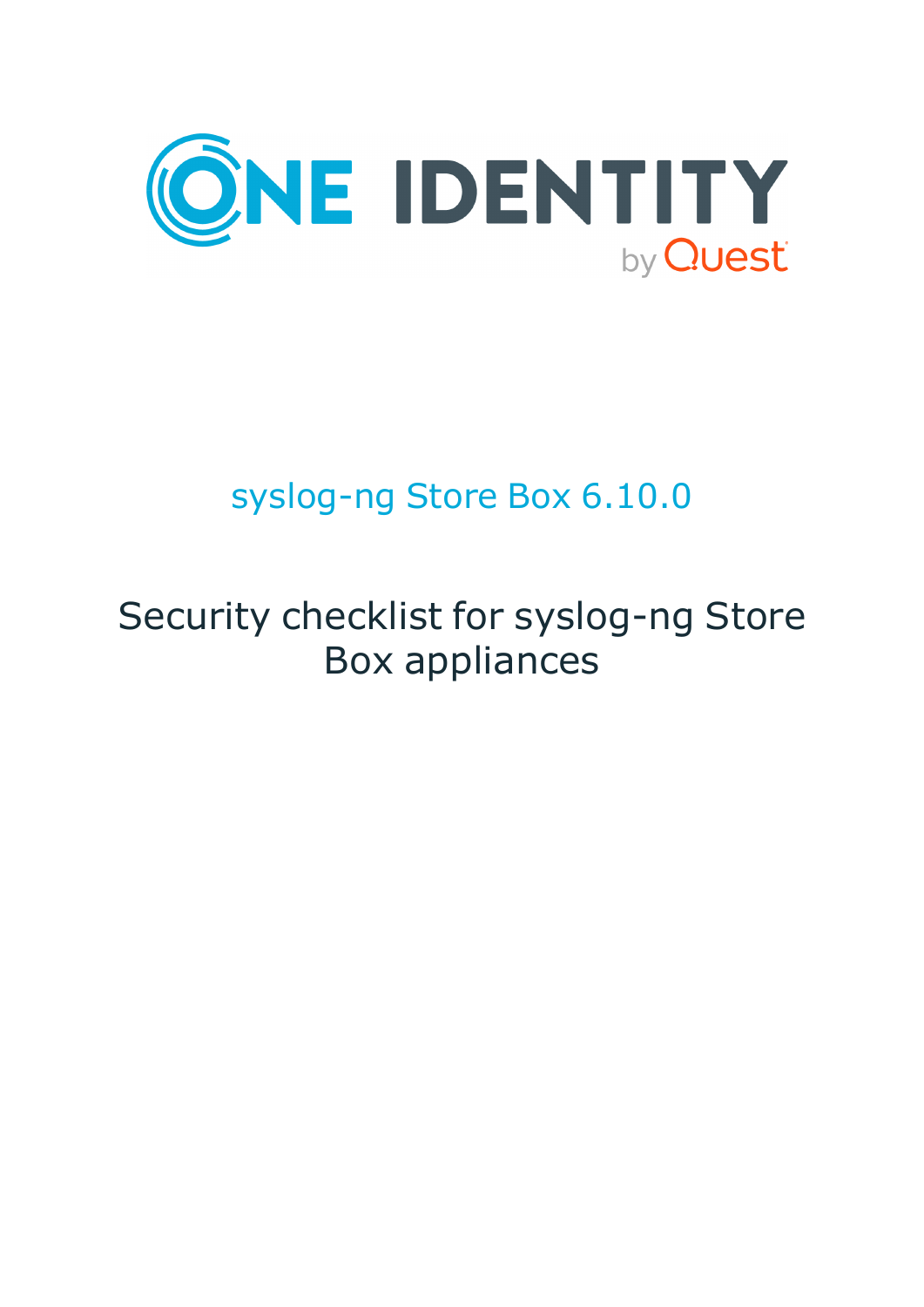ONE IDENTITY

by Quest

# syslog-ng Store Box 6.10.0

# Security checklist for syslog-ng Store Box appliances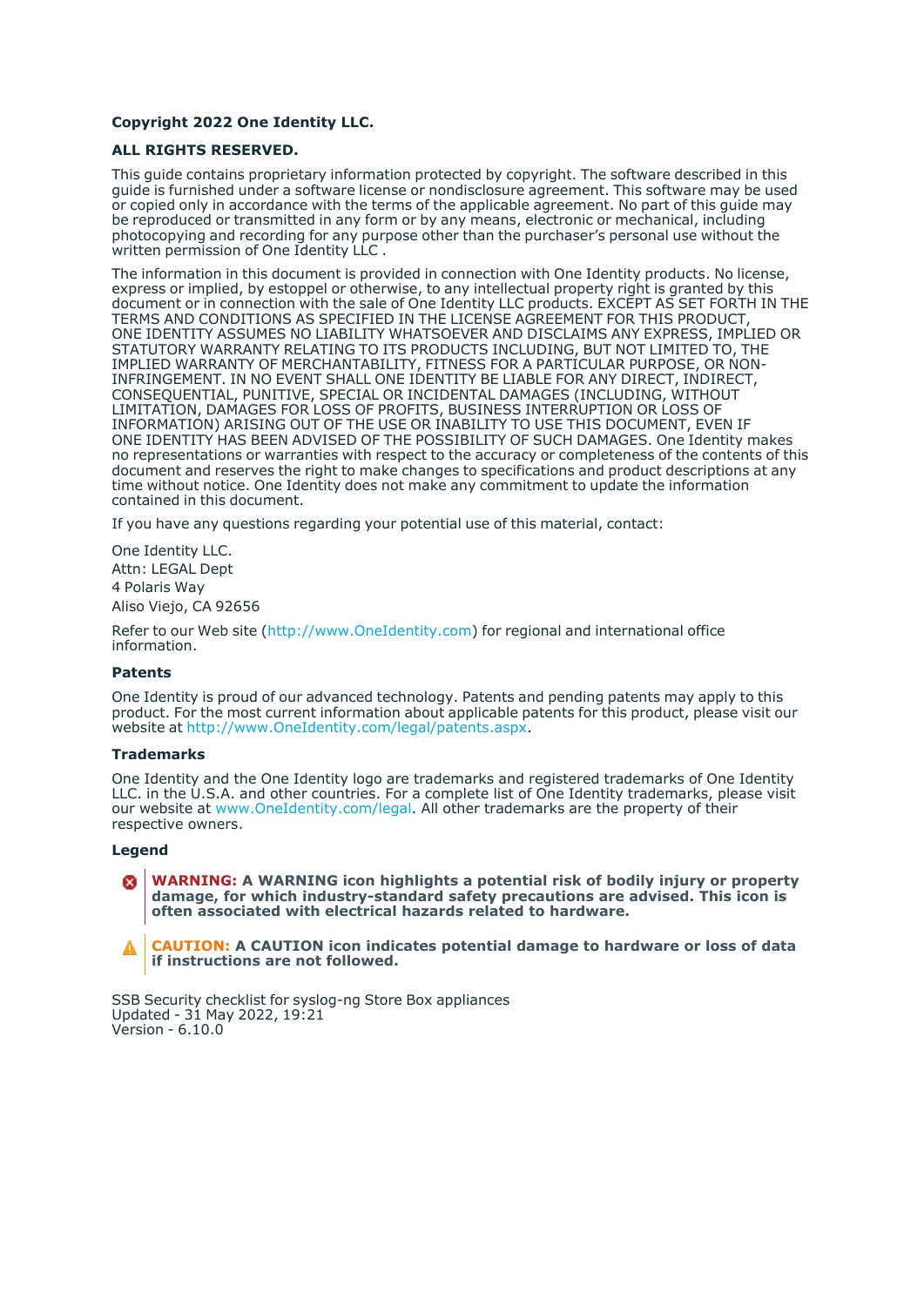**Copyright 2022 One Identity LLC.**

**ALL RIGHTS RESERVED.**

This guide contains proprietary information protected by copyright. The software described in this guide is furnished under a software license or nondisclosure agreement. This software may be used or copied only in accordance with the terms of the applicable agreement. No part of this guide may be reproduced or transmitted in any form or by any means, electronic or mechanical, including photocopying and recording for any purpose other than the purchaser's personal use without the written permission of One Identity LLC .

The information in this document is provided in connection with One Identity products. No license, express or implied, by estoppel or otherwise, to any intellectual property right is granted by this document or in connection with the sale of One Identity LLC products. EXCEPT AS SET FORTH IN THE TERMS AND CONDITIONS AS SPECIFIED IN THE LICENSE AGREEMENT FOR THIS PRODUCT, ONE IDENTITY ASSUMES NO LIABILITY WHATSOEVER AND DISCLAIMS ANY EXPRESS, IMPLIED OR STATUTORY WARRANTY RELATING TO ITS PRODUCTS INCLUDING, BUT NOT LIMITED TO, THE IMPLIED WARRANTY OF MERCHANTABILITY, FITNESS FOR A PARTICULAR PURPOSE, OR NON-INFRINGEMENT. IN NO EVENT SHALL ONE IDENTITY BE LIABLE FOR ANY DIRECT, INDIRECT, CONSEQUENTIAL, PUNITIVE, SPECIAL OR INCIDENTAL DAMAGES (INCLUDING, WITHOUT LIMITATION, DAMAGES FOR LOSS OF PROFITS, BUSINESS INTERRUPTION OR LOSS OF INFORMATION) ARISING OUT OF THE USE OR INABILITY TO USE THIS DOCUMENT, EVEN IF ONE IDENTITY HAS BEEN ADVISED OF THE POSSIBILITY OF SUCH DAMAGES. One Identity makes no representations or warranties with respect to the accuracy or completeness of the contents of this document and reserves the right to make changes to specifications and product descriptions at any time without notice. One Identity does not make any commitment to update the information contained in this document.

If you have any questions regarding your potential use of this material, contact:

One Identity LLC.
Attn: LEGAL Dept
4 Polaris Way
Aliso Viejo, CA 92656

Refer to our Web site (http://www.OneIdentity.com) for regional and international office information.

**Patents**

One Identity is proud of our advanced technology. Patents and pending patents may apply to this product. For the most current information about applicable patents for this product, please visit our website at http://www.OneIdentity.com/legal/patents.aspx.

**Trademarks**

One Identity and the One Identity logo are trademarks and registered trademarks of One Identity LLC. in the U.S.A. and other countries. For a complete list of One Identity trademarks, please visit our website at www.OneIdentity.com/legal. All other trademarks are the property of their respective owners.

**Legend**

**WARNING: A WARNING icon highlights a potential risk of bodily injury or property damage, for which industry-standard safety precautions are advised. This icon is often associated with electrical hazards related to hardware.**

**CAUTION: A CAUTION icon indicates potential damage to hardware or loss of data if instructions are not followed.**

SSB Security checklist for syslog-ng Store Box appliances
Updated - 31 May 2022, 19:21
Version - 6.10.0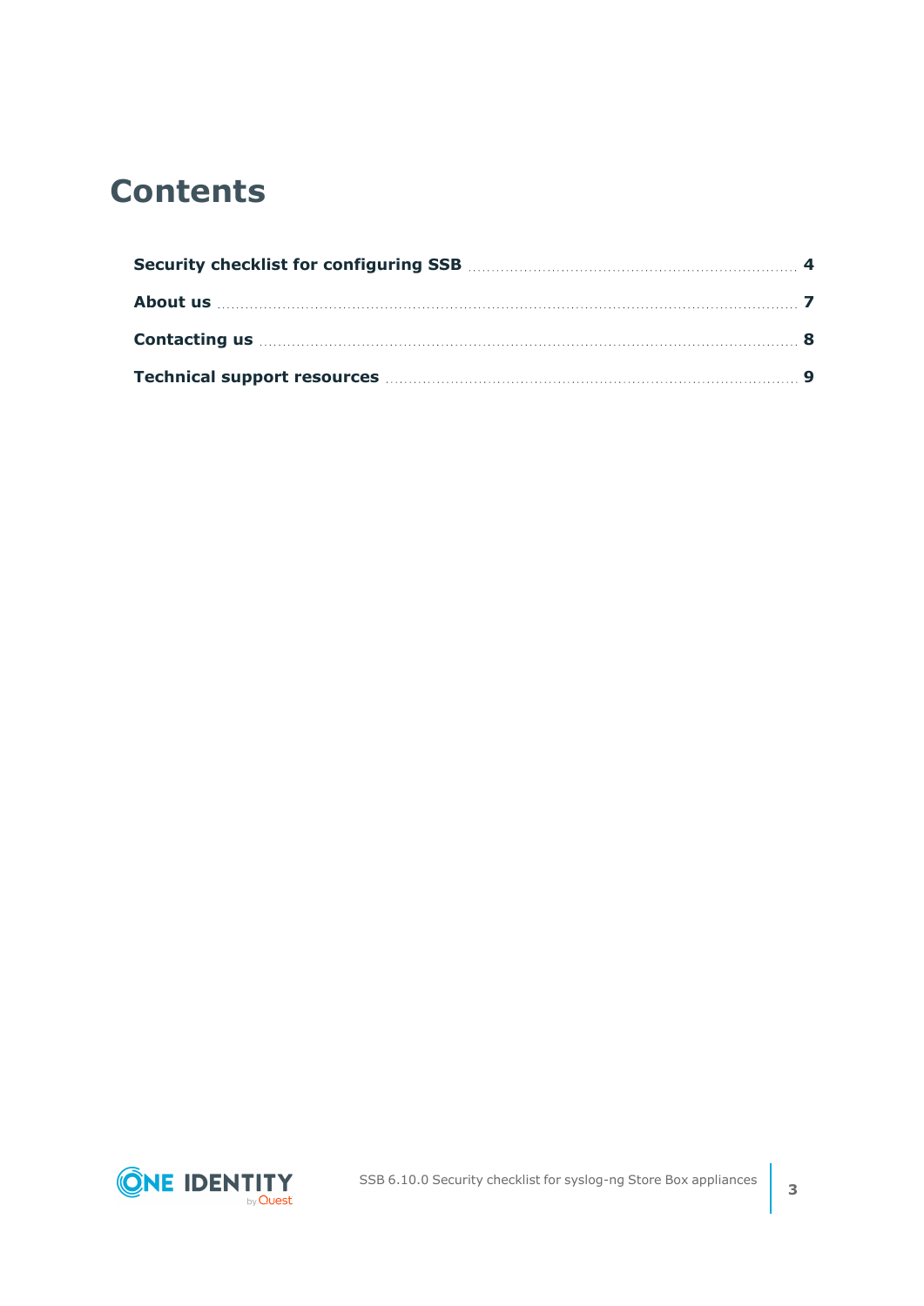# Contents

| | |
|---|---|
| **Security checklist for configuring SSB** | **4** |
| **About us** | **7** |
| **Contacting us** | **8** |
| **Technical support resources** | **9** |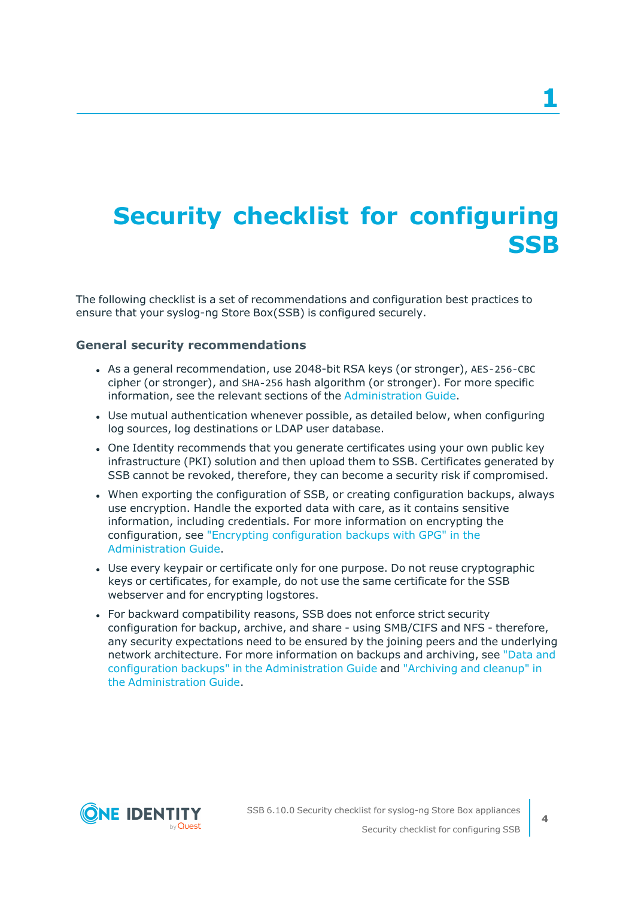# 1 Security checklist for configuring SSB

The following checklist is a set of recommendations and configuration best practices to ensure that your syslog-ng Store Box(SSB) is configured securely.

### General security recommendations

- As a general recommendation, use 2048-bit RSA keys (or stronger), `AES-256-CBC` cipher (or stronger), and `SHA-256` hash algorithm (or stronger). For more specific information, see the relevant sections of the Administration Guide.
- Use mutual authentication whenever possible, as detailed below, when configuring log sources, log destinations or LDAP user database.
- One Identity recommends that you generate certificates using your own public key infrastructure (PKI) solution and then upload them to SSB. Certificates generated by SSB cannot be revoked, therefore, they can become a security risk if compromised.
- When exporting the configuration of SSB, or creating configuration backups, always use encryption. Handle the exported data with care, as it contains sensitive information, including credentials. For more information on encrypting the configuration, see "Encrypting configuration backups with GPG" in the Administration Guide.
- Use every keypair or certificate only for one purpose. Do not reuse cryptographic keys or certificates, for example, do not use the same certificate for the SSB webserver and for encrypting logstores.
- For backward compatibility reasons, SSB does not enforce strict security configuration for backup, archive, and share - using SMB/CIFS and NFS - therefore, any security expectations need to be ensured by the joining peers and the underlying network architecture. For more information on backups and archiving, see "Data and configuration backups" in the Administration Guide and "Archiving and cleanup" in the Administration Guide.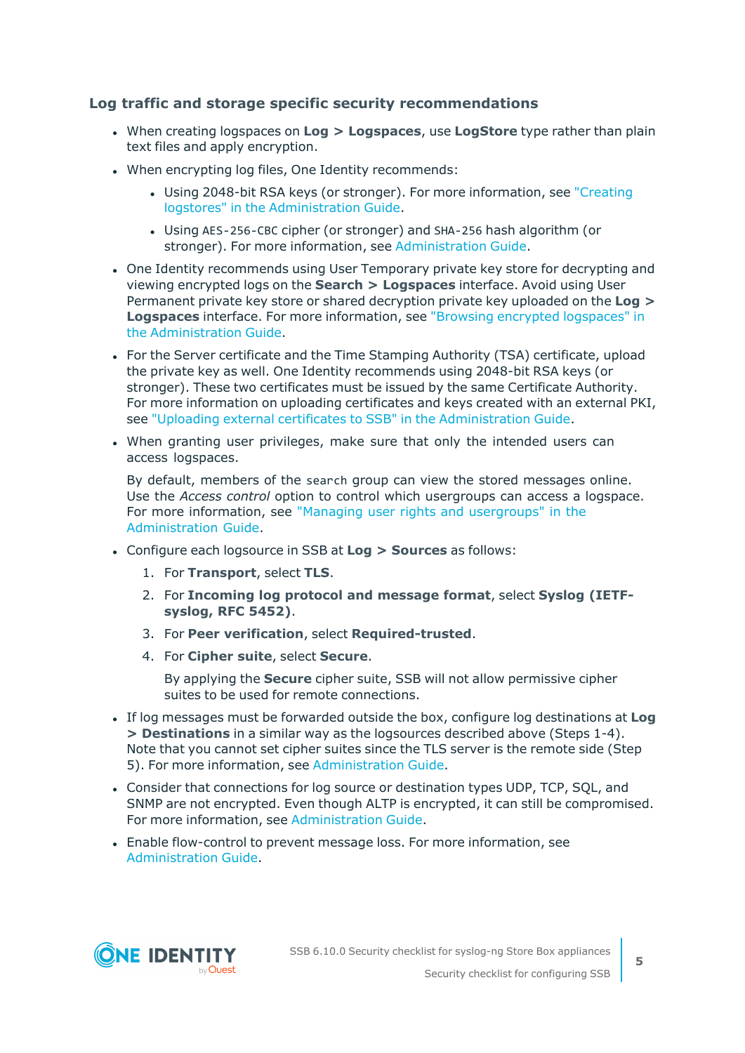### Log traffic and storage specific security recommendations

- When creating logspaces on **Log > Logspaces**, use **LogStore** type rather than plain text files and apply encryption.
- When encrypting log files, One Identity recommends:
  - Using 2048-bit RSA keys (or stronger). For more information, see "Creating logstores" in the Administration Guide.
  - Using `AES-256-CBC` cipher (or stronger) and `SHA-256` hash algorithm (or stronger). For more information, see Administration Guide.
- One Identity recommends using User Temporary private key store for decrypting and viewing encrypted logs on the **Search > Logspaces** interface. Avoid using User Permanent private key store or shared decryption private key uploaded on the **Log > Logspaces** interface. For more information, see "Browsing encrypted logspaces" in the Administration Guide.
- For the Server certificate and the Time Stamping Authority (TSA) certificate, upload the private key as well. One Identity recommends using 2048-bit RSA keys (or stronger). These two certificates must be issued by the same Certificate Authority. For more information on uploading certificates and keys created with an external PKI, see "Uploading external certificates to SSB" in the Administration Guide.
- When granting user privileges, make sure that only the intended users can access logspaces.

  By default, members of the `search` group can view the stored messages online. Use the *Access control* option to control which usergroups can access a logspace. For more information, see "Managing user rights and usergroups" in the Administration Guide.
- Configure each logsource in SSB at **Log > Sources** as follows:
  1. For **Transport**, select **TLS**.
  2. For **Incoming log protocol and message format**, select **Syslog (IETF-syslog, RFC 5452)**.
  3. For **Peer verification**, select **Required-trusted**.
  4. For **Cipher suite**, select **Secure**.

     By applying the **Secure** cipher suite, SSB will not allow permissive cipher suites to be used for remote connections.
- If log messages must be forwarded outside the box, configure log destinations at **Log > Destinations** in a similar way as the logsources described above (Steps 1-4). Note that you cannot set cipher suites since the TLS server is the remote side (Step 5). For more information, see Administration Guide.
- Consider that connections for log source or destination types UDP, TCP, SQL, and SNMP are not encrypted. Even though ALTP is encrypted, it can still be compromised. For more information, see Administration Guide.
- Enable flow-control to prevent message loss. For more information, see Administration Guide.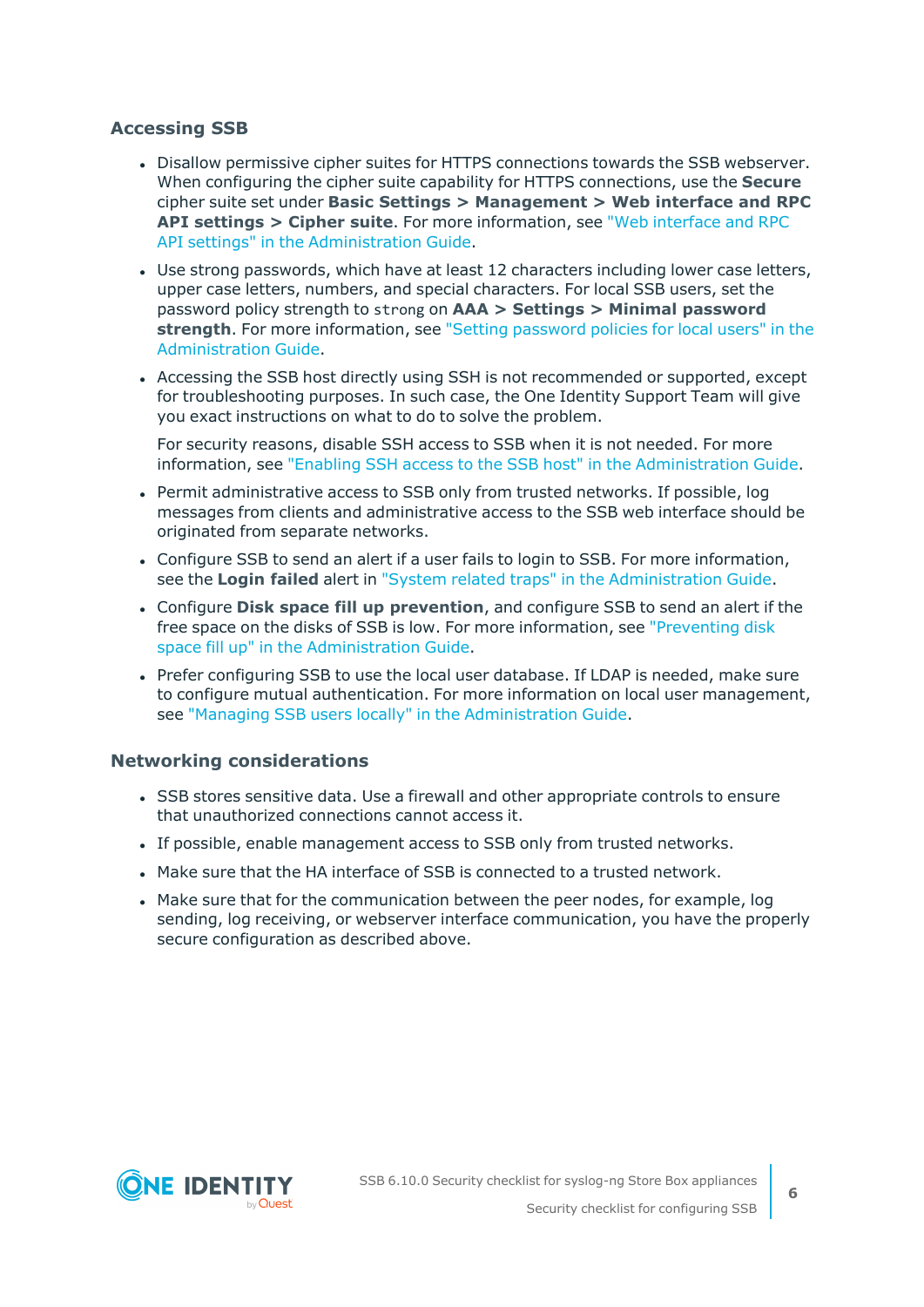## Accessing SSB

- Disallow permissive cipher suites for HTTPS connections towards the SSB webserver. When configuring the cipher suite capability for HTTPS connections, use the **Secure** cipher suite set under **Basic Settings > Management > Web interface and RPC API settings > Cipher suite**. For more information, see "Web interface and RPC API settings" in the Administration Guide.
- Use strong passwords, which have at least 12 characters including lower case letters, upper case letters, numbers, and special characters. For local SSB users, set the password policy strength to `strong` on **AAA > Settings > Minimal password strength**. For more information, see "Setting password policies for local users" in the Administration Guide.
- Accessing the SSB host directly using SSH is not recommended or supported, except for troubleshooting purposes. In such case, the One Identity Support Team will give you exact instructions on what to do to solve the problem.

  For security reasons, disable SSH access to SSB when it is not needed. For more information, see "Enabling SSH access to the SSB host" in the Administration Guide.
- Permit administrative access to SSB only from trusted networks. If possible, log messages from clients and administrative access to the SSB web interface should be originated from separate networks.
- Configure SSB to send an alert if a user fails to login to SSB. For more information, see the **Login failed** alert in "System related traps" in the Administration Guide.
- Configure **Disk space fill up prevention**, and configure SSB to send an alert if the free space on the disks of SSB is low. For more information, see "Preventing disk space fill up" in the Administration Guide.
- Prefer configuring SSB to use the local user database. If LDAP is needed, make sure to configure mutual authentication. For more information on local user management, see "Managing SSB users locally" in the Administration Guide.

## Networking considerations

- SSB stores sensitive data. Use a firewall and other appropriate controls to ensure that unauthorized connections cannot access it.
- If possible, enable management access to SSB only from trusted networks.
- Make sure that the HA interface of SSB is connected to a trusted network.
- Make sure that for the communication between the peer nodes, for example, log sending, log receiving, or webserver interface communication, you have the properly secure configuration as described above.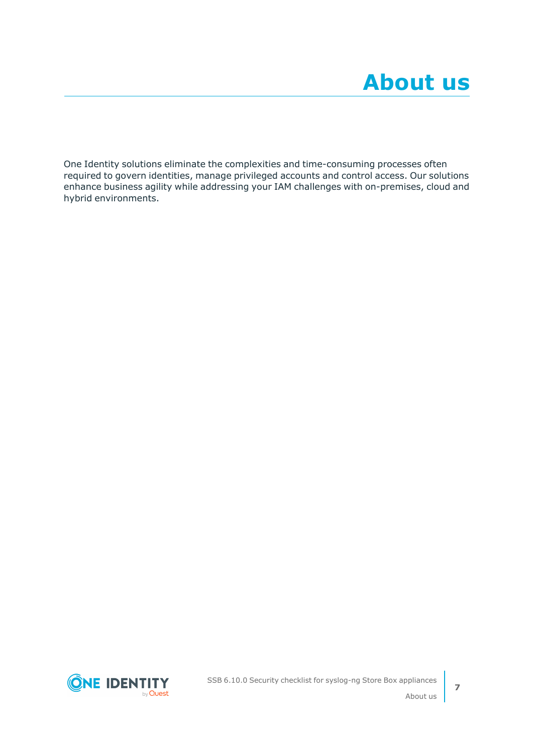# About us

One Identity solutions eliminate the complexities and time-consuming processes often required to govern identities, manage privileged accounts and control access. Our solutions enhance business agility while addressing your IAM challenges with on-premises, cloud and hybrid environments.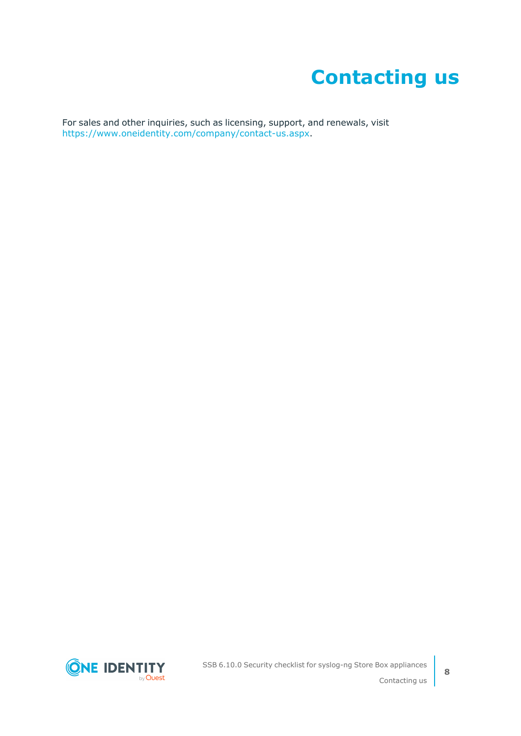# Contacting us

For sales and other inquiries, such as licensing, support, and renewals, visit https://www.oneidentity.com/company/contact-us.aspx.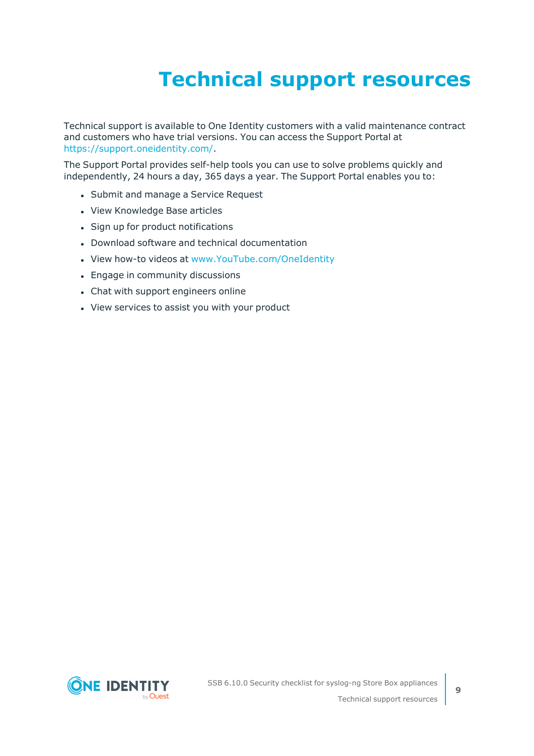# Technical support resources

Technical support is available to One Identity customers with a valid maintenance contract and customers who have trial versions. You can access the Support Portal at https://support.oneidentity.com/.

The Support Portal provides self-help tools you can use to solve problems quickly and independently, 24 hours a day, 365 days a year. The Support Portal enables you to:

- Submit and manage a Service Request
- View Knowledge Base articles
- Sign up for product notifications
- Download software and technical documentation
- View how-to videos at www.YouTube.com/OneIdentity
- Engage in community discussions
- Chat with support engineers online
- View services to assist you with your product